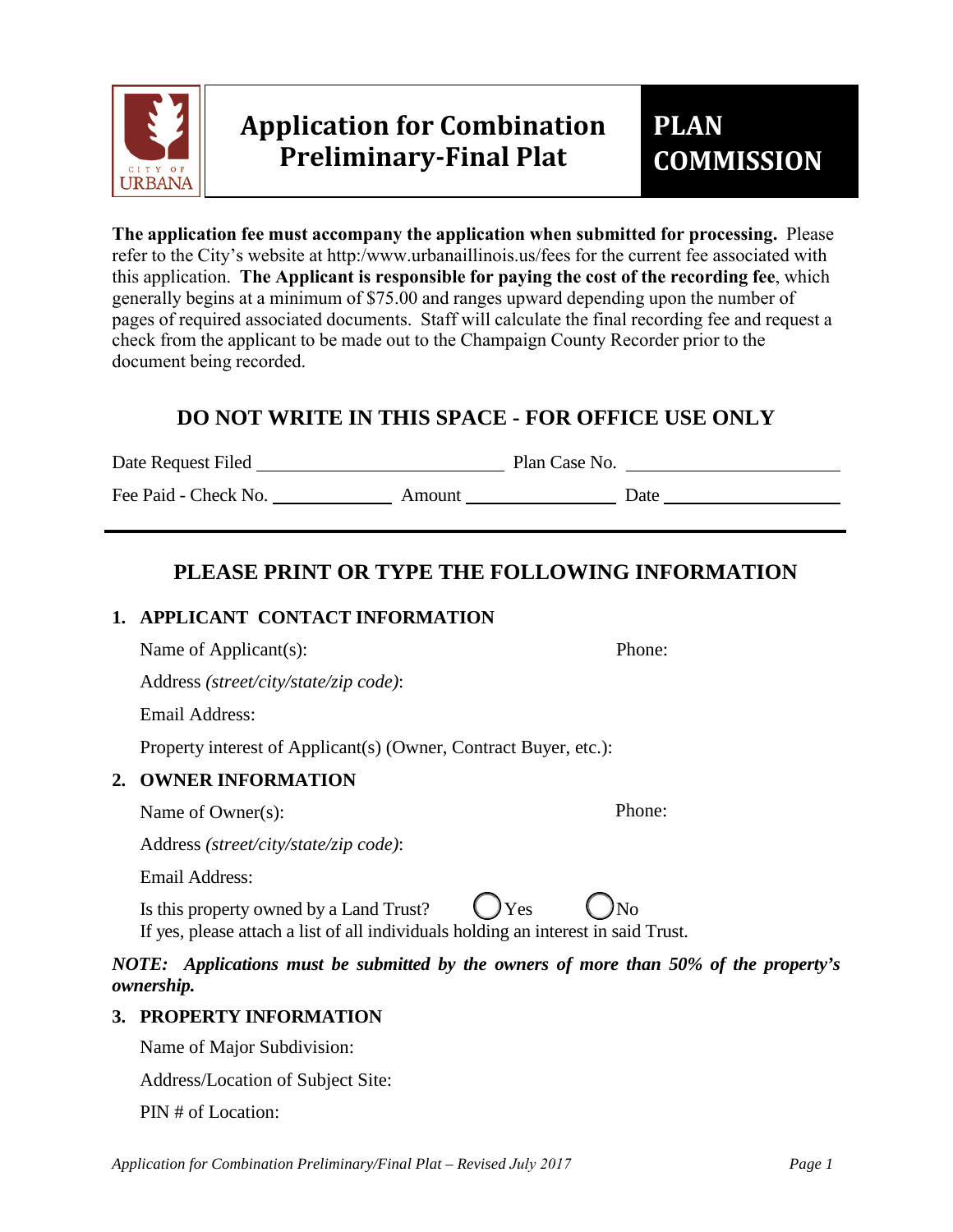# Application for Combination Preliminary-Final Plat

## PLAN COMMISSION

**The application fee must accompany the application when submitted for processing.** Please refer to the City's website at http:/www.urbanaillinois.us/fees for the current fee associated with this application. **The Applicant is responsible for paying the cost of the recording fee**, which generally begins at a minimum of $75.00 and ranges upward depending upon the number of pages of required associated documents. Staff will calculate the final recording fee and request a check from the applicant to be made out to the Champaign County Recorder prior to the document being recorded.

## DO NOT WRITE IN THIS SPACE - FOR OFFICE USE ONLY

Date Request Filed ______________________ Plan Case No. ______________________

Fee Paid - Check No. ____________ Amount ______________ Date ________________

---

## PLEASE PRINT OR TYPE THE FOLLOWING INFORMATION

### 1. APPLICANT CONTACT INFORMATION

Name of Applicant(s): Phone:

Address *(street/city/state/zip code)*:

Email Address:

Property interest of Applicant(s) (Owner, Contract Buyer, etc.):

### 2. OWNER INFORMATION

Name of Owner(s): Phone:

Address *(street/city/state/zip code)*:

Email Address:

Is this property owned by a Land Trust? ◯ Yes ◯ No
If yes, please attach a list of all individuals holding an interest in said Trust.

***NOTE: Applications must be submitted by the owners of more than 50% of the property's ownership.***

### 3. PROPERTY INFORMATION

Name of Major Subdivision:

Address/Location of Subject Site:

PIN # of Location: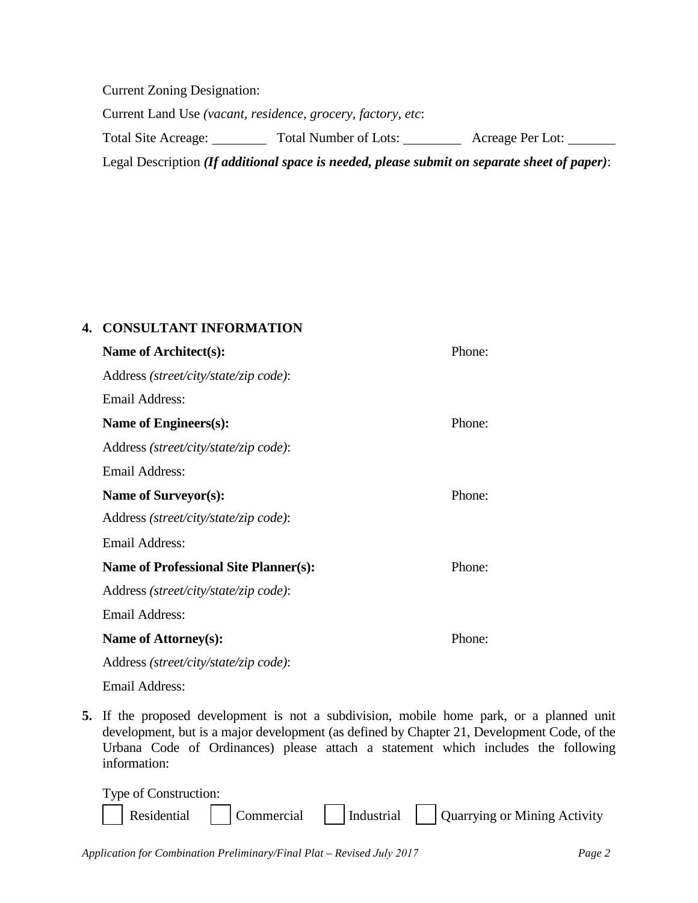Current Zoning Designation:

Current Land Use *(vacant, residence, grocery, factory, etc*:

Total Site Acreage: ________ Total Number of Lots: ________ Acreage Per Lot: _______

Legal Description ***(If additional space is needed, please submit on separate sheet of paper)***:

**4. CONSULTANT INFORMATION**

**Name of Architect(s):** Phone:

Address *(street/city/state/zip code)*:

Email Address:

**Name of Engineers(s):** Phone:

Address *(street/city/state/zip code)*:

Email Address:

**Name of Surveyor(s):** Phone:

Address *(street/city/state/zip code)*:

Email Address:

**Name of Professional Site Planner(s):** Phone:

Address *(street/city/state/zip code)*:

Email Address:

**Name of Attorney(s):** Phone:

Address *(street/city/state/zip code)*:

Email Address:

**5.** If the proposed development is not a subdivision, mobile home park, or a planned unit development, but is a major development (as defined by Chapter 21, Development Code, of the Urbana Code of Ordinances) please attach a statement which includes the following information:

Type of Construction:

☐ Residential ☐ Commercial ☐ Industrial ☐ Quarrying or Mining Activity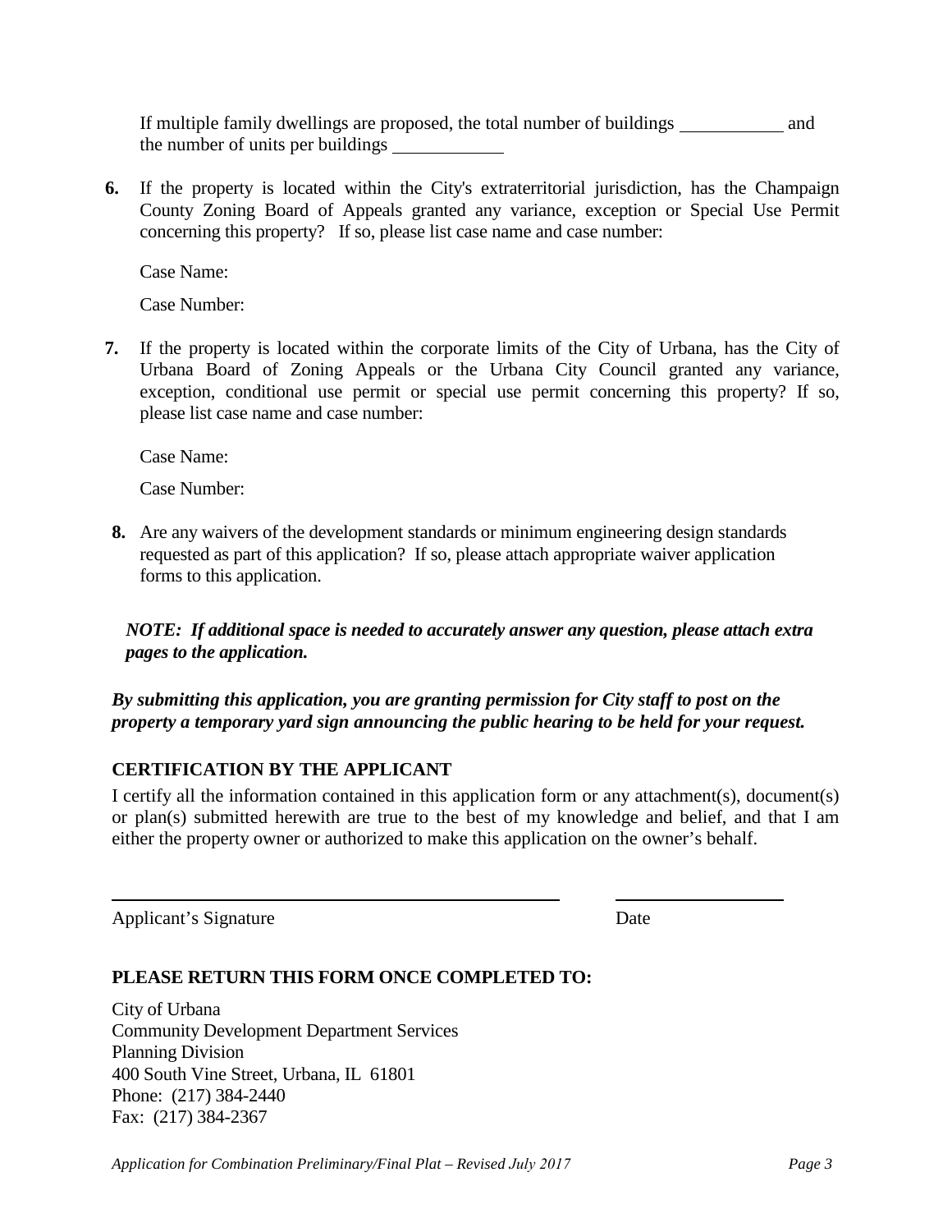If multiple family dwellings are proposed, the total number of buildings ____________ and the number of units per buildings ____________

**6.** If the property is located within the City's extraterritorial jurisdiction, has the Champaign County Zoning Board of Appeals granted any variance, exception or Special Use Permit concerning this property? If so, please list case name and case number:

Case Name:

Case Number:

**7.** If the property is located within the corporate limits of the City of Urbana, has the City of Urbana Board of Zoning Appeals or the Urbana City Council granted any variance, exception, conditional use permit or special use permit concerning this property? If so, please list case name and case number:

Case Name:

Case Number:

**8.** Are any waivers of the development standards or minimum engineering design standards requested as part of this application? If so, please attach appropriate waiver application forms to this application.

***NOTE: If additional space is needed to accurately answer any question, please attach extra pages to the application.***

***By submitting this application, you are granting permission for City staff to post on the property a temporary yard sign announcing the public hearing to be held for your request.***

## CERTIFICATION BY THE APPLICANT

I certify all the information contained in this application form or any attachment(s), document(s) or plan(s) submitted herewith are true to the best of my knowledge and belief, and that I am either the property owner or authorized to make this application on the owner's behalf.

______________________________________________ ____________________

Applicant's Signature Date

## PLEASE RETURN THIS FORM ONCE COMPLETED TO:

City of Urbana
Community Development Department Services
Planning Division
400 South Vine Street, Urbana, IL 61801
Phone: (217) 384-2440
Fax: (217) 384-2367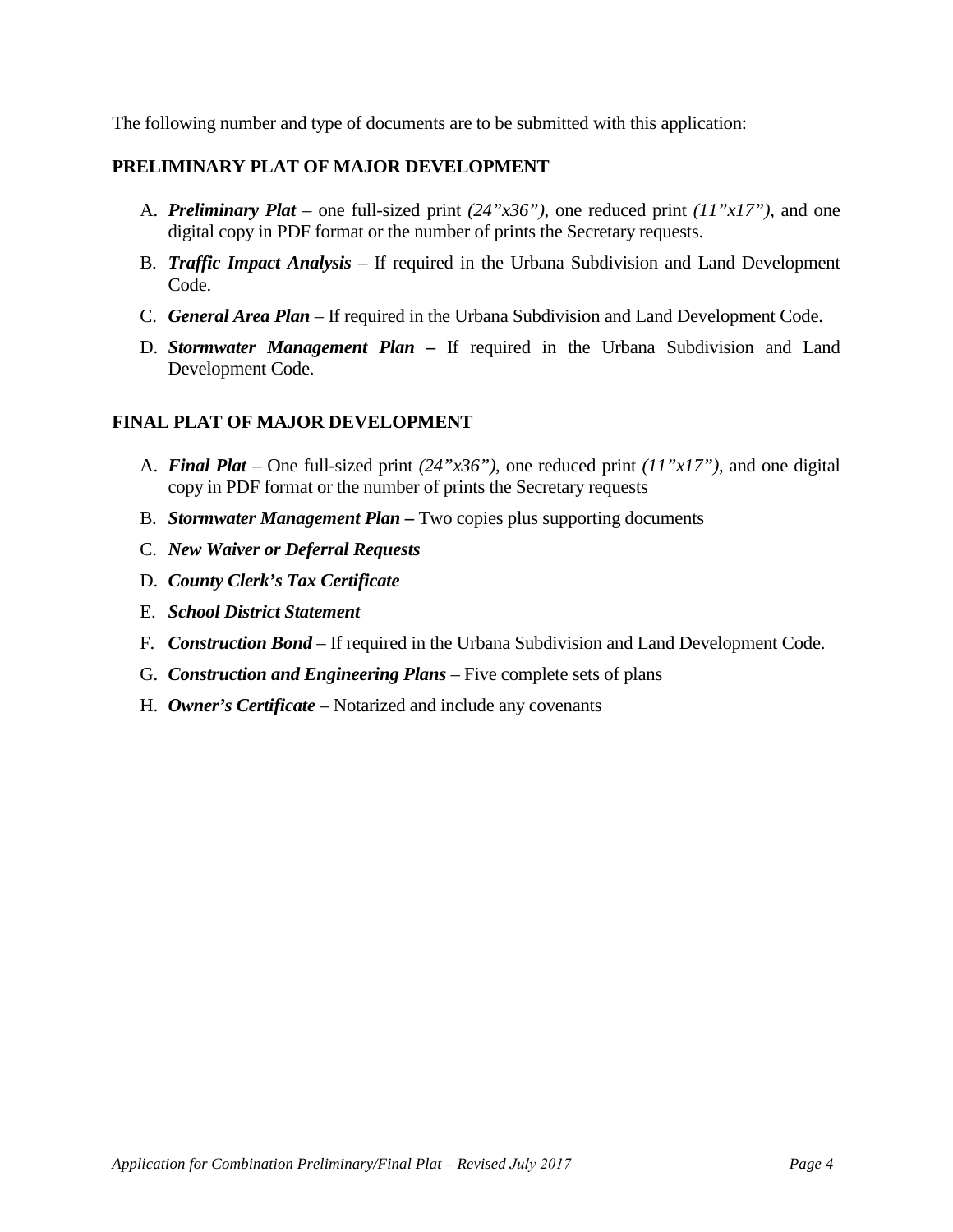The following number and type of documents are to be submitted with this application:

## PRELIMINARY PLAT OF MAJOR DEVELOPMENT

A. ***Preliminary Plat*** – one full-sized print *(24"x36")*, one reduced print *(11"x17")*, and one digital copy in PDF format or the number of prints the Secretary requests.

B. ***Traffic Impact Analysis*** – If required in the Urbana Subdivision and Land Development Code.

C. ***General Area Plan*** – If required in the Urbana Subdivision and Land Development Code.

D. ***Stormwater Management Plan*** **–** If required in the Urbana Subdivision and Land Development Code.

## FINAL PLAT OF MAJOR DEVELOPMENT

A. ***Final Plat*** – One full-sized print *(24"x36")*, one reduced print *(11"x17")*, and one digital copy in PDF format or the number of prints the Secretary requests

B. ***Stormwater Management Plan*** **–** Two copies plus supporting documents

C. ***New Waiver or Deferral Requests***

D. ***County Clerk's Tax Certificate***

E. ***School District Statement***

F. ***Construction Bond*** – If required in the Urbana Subdivision and Land Development Code.

G. ***Construction and Engineering Plans*** – Five complete sets of plans

H. ***Owner's Certificate*** – Notarized and include any covenants